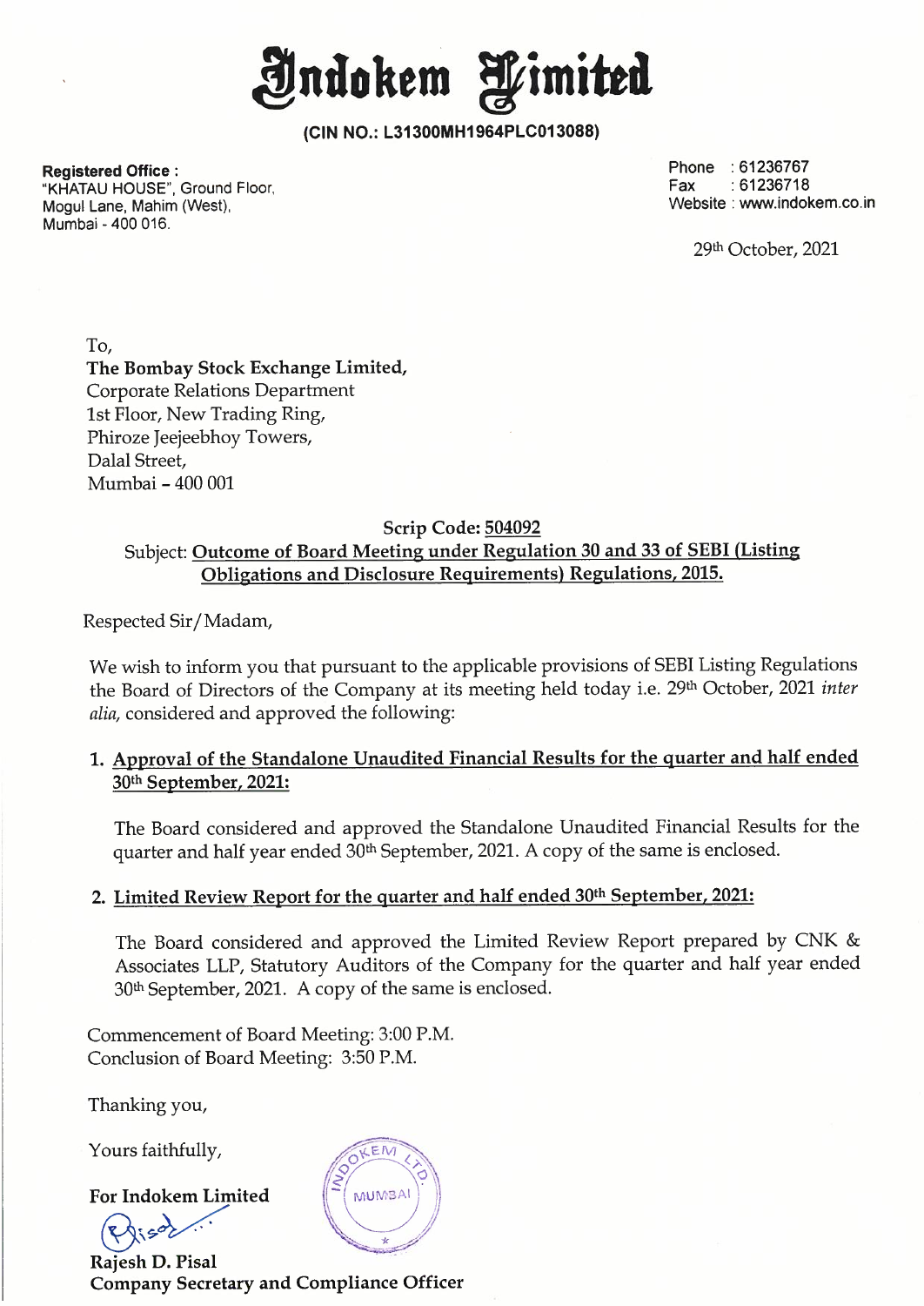# Indokem Limited

**(CIN NO.: L31300MH1964PLC013088)**

**Registered Office :**
"KHATAU HOUSE", Ground Floor,
Mogul Lane, Mahim (West),
Mumbai - 400 016.

Phone : 61236767
Fax : 61236718
Website : www.indokem.co.in

29th October, 2021

To,
**The Bombay Stock Exchange Limited,**
Corporate Relations Department
1st Floor, New Trading Ring,
Phiroze Jeejeebhoy Towers,
Dalal Street,
Mumbai – 400 001

**Scrip Code: 504092**

Subject: **Outcome of Board Meeting under Regulation 30 and 33 of SEBI (Listing Obligations and Disclosure Requirements) Regulations, 2015.**

Respected Sir/Madam,

We wish to inform you that pursuant to the applicable provisions of SEBI Listing Regulations the Board of Directors of the Company at its meeting held today i.e. 29th October, 2021 *inter alia,* considered and approved the following:

1. **Approval of the Standalone Unaudited Financial Results for the quarter and half ended 30th September, 2021:**

   The Board considered and approved the Standalone Unaudited Financial Results for the quarter and half year ended 30th September, 2021. A copy of the same is enclosed.

2. **Limited Review Report for the quarter and half ended 30th September, 2021:**

   The Board considered and approved the Limited Review Report prepared by CNK & Associates LLP, Statutory Auditors of the Company for the quarter and half year ended 30th September, 2021. A copy of the same is enclosed.

Commencement of Board Meeting: 3:00 P.M.
Conclusion of Board Meeting: 3:50 P.M.

Thanking you,

Yours faithfully,

**For Indokem Limited**

**Rajesh D. Pisal**
**Company Secretary and Compliance Officer**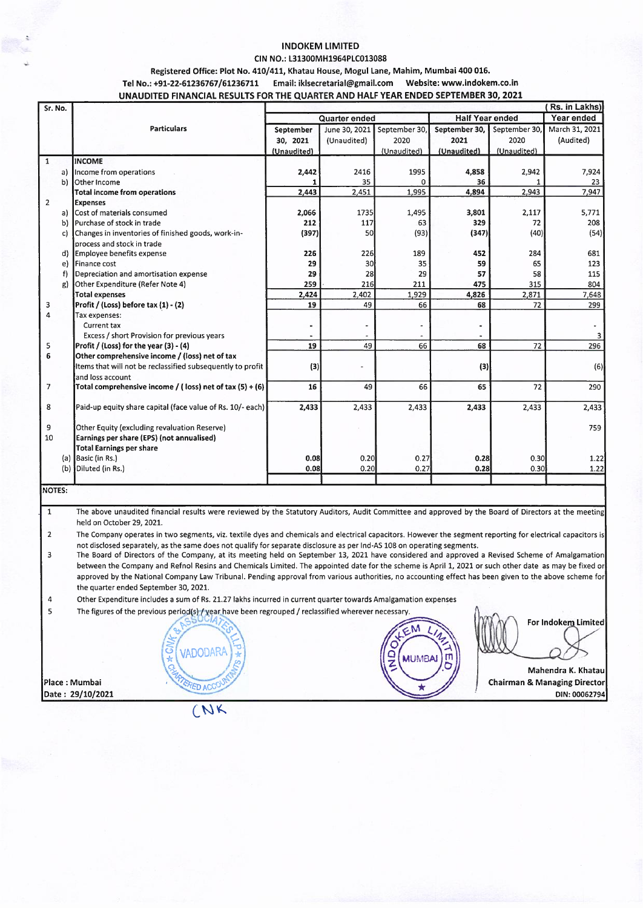**INDOKEM LIMITED**

**CIN NO.: L31300MH1964PLC013088**

**Registered Office: Plot No. 410/411, Khatau House, Mogul Lane, Mahim, Mumbai 400 016.**

**Tel No.: +91-22-61236767/61236711 Email: iklsecretarial@gmail.com Website: www.indokem.co.in**

**UNAUDITED FINANCIAL RESULTS FOR THE QUARTER AND HALF YEAR ENDED SEPTEMBER 30, 2021**

(Rs. in Lakhs)

| Sr. No. | | Particulars | Quarter ended | | | Half Year ended | | Year ended |
|---|---|---|---|---|---|---|---|---|
| | | | September 30, 2021 (Unaudited) | June 30, 2021 (Unaudited) | September 30, 2020 (Unaudited) | September 30, 2021 (Unaudited) | September 30, 2020 (Unaudited) | March 31, 2021 (Audited) |
| 1 | | **INCOME** | | | | | | |
| | a) | Income from operations | **2,442** | 2416 | 1995 | **4,858** | 2,942 | 7,924 |
| | b) | Other Income | **1** | 35 | 0 | **36** | 1 | 23 |
| | | **Total income from operations** | **2,443** | 2,451 | 1,995 | **4,894** | 2,943 | 7,947 |
| 2 | | **Expenses** | | | | | | |
| | a) | Cost of materials consumed | **2,066** | 1735 | 1,495 | **3,801** | 2,117 | 5,771 |
| | b) | Purchase of stock in trade | **212** | 117 | 63 | **329** | 72 | 208 |
| | c) | Changes in inventories of finished goods, work-in-process and stock in trade | **(397)** | 50 | (93) | **(347)** | (40) | (54) |
| | d) | Employee benefits expense | **226** | 226 | 189 | **452** | 284 | 681 |
| | e) | Finance cost | **29** | 30 | 35 | **59** | 65 | 123 |
| | f) | Depreciation and amortisation expense | **29** | 28 | 29 | **57** | 58 | 115 |
| | g) | Other Expenditure (Refer Note 4) | **259** | 216 | 211 | **475** | 315 | 804 |
| | | **Total expenses** | **2,424** | 2,402 | 1,929 | **4,826** | 2,871 | 7,648 |
| 3 | | **Profit / (Loss) before tax (1) - (2)** | **19** | 49 | 66 | **68** | 72 | 299 |
| 4 | | Tax expenses: | | | | | | |
| | | Current tax | - | - | - | - | | - |
| | | Excess / short Provision for previous years | - | - | - | - | | 3 |
| 5 | | **Profit / (Loss) for the year (3) - (4)** | **19** | 49 | 66 | **68** | 72 | 296 |
| 6 | | **Other comprehensive income / (loss) net of tax** | | | | | | |
| | | Items that will not be reclassified subsequently to profit and loss account | **(3)** | - | | **(3)** | | (6) |
| 7 | | **Total comprehensive income / ( loss) net of tax (5) + (6)** | **16** | 49 | 66 | **65** | 72 | 290 |
| 8 | | Paid-up equity share capital (face value of Rs. 10/- each) | **2,433** | 2,433 | 2,433 | **2,433** | 2,433 | 2,433 |
| 9 | | Other Equity (excluding revaluation Reserve) | | | | | | 759 |
| 10 | | **Earnings per share (EPS) (not annualised)** | | | | | | |
| | | **Total Earnings per share** | | | | | | |
| | (a) | Basic (in Rs.) | **0.08** | 0.20 | 0.27 | **0.28** | 0.30 | 1.22 |
| | (b) | Diluted (in Rs.) | **0.08** | 0.20 | 0.27 | **0.28** | 0.30 | 1.22 |

**NOTES:**

1. The above unaudited financial results were reviewed by the Statutory Auditors, Audit Committee and approved by the Board of Directors at the meeting held on October 29, 2021.
2. The Company operates in two segments, viz. textile dyes and chemicals and electrical capacitors. However the segment reporting for electrical capacitors is not disclosed separately, as the same does not qualify for separate disclosure as per Ind-AS 108 on operating segments.
3. The Board of Directors of the Company, at its meeting held on September 13, 2021 have considered and approved a Revised Scheme of Amalgamation between the Company and Refnol Resins and Chemicals Limited. The appointed date for the scheme is April 1, 2021 or such other date as may be fixed or approved by the National Company Law Tribunal. Pending approval from various authorities, no accounting effect has been given to the above scheme for the quarter ended September 30, 2021.
4. Other Expenditure includes a sum of Rs. 21.27 lakhs incurred in current quarter towards Amalgamation expenses
5. The figures of the previous period(s) / year have been regrouped / reclassified wherever necessary.

For Indokem Limited

Mahendra K. Khatau
Chairman & Managing Director
DIN: 00062794

Place : Mumbai
Date : 29/10/2021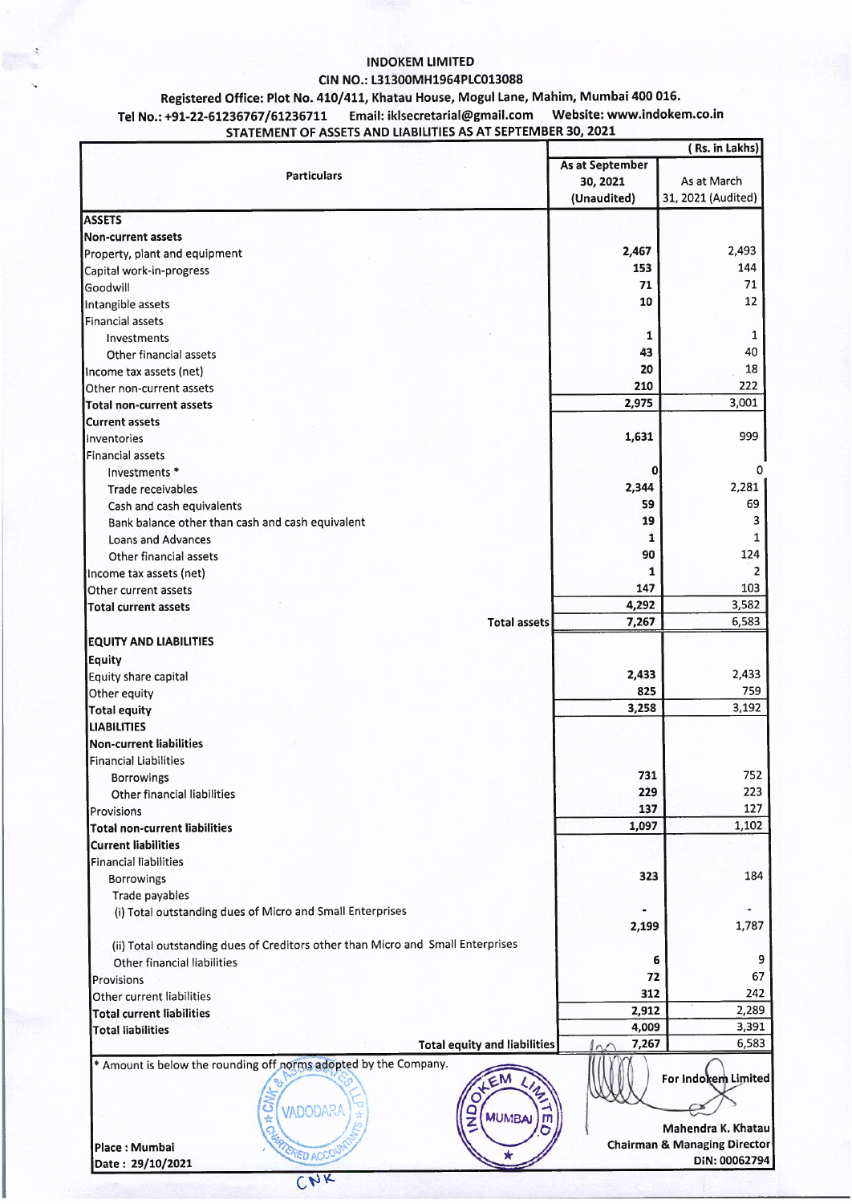# INDOKEM LIMITED

**CIN NO.: L31300MH1964PLC013088**

**Registered Office: Plot No. 410/411, Khatau House, Mogul Lane, Mahim, Mumbai 400 016.**

**Tel No.: +91-22-61236767/61236711 Email: iklsecretarial@gmail.com Website: www.indokem.co.in**

## STATEMENT OF ASSETS AND LIABILITIES AS AT SEPTEMBER 30, 2021

| Particulars | As at September 30, 2021 (Unaudited) | As at March 31, 2021 (Audited) |
|---|---|---|
| | | (Rs. in Lakhs) |
| **ASSETS** | | |
| **Non-current assets** | | |
| Property, plant and equipment | 2,467 | 2,493 |
| Capital work-in-progress | 153 | 144 |
| Goodwill | 71 | 71 |
| Intangible assets | 10 | 12 |
| Financial assets | | |
| Investments | 1 | 1 |
| Other financial assets | 43 | 40 |
| Income tax assets (net) | 20 | 18 |
| Other non-current assets | 210 | 222 |
| **Total non-current assets** | 2,975 | 3,001 |
| **Current assets** | | |
| Inventories | 1,631 | 999 |
| Financial assets | | |
| Investments * | 0 | 0 |
| Trade receivables | 2,344 | 2,281 |
| Cash and cash equivalents | 59 | 69 |
| Bank balance other than cash and cash equivalent | 19 | 3 |
| Loans and Advances | 1 | 1 |
| Other financial assets | 90 | 124 |
| Income tax assets (net) | 1 | 2 |
| Other current assets | 147 | 103 |
| **Total current assets** | 4,292 | 3,582 |
| **Total assets** | 7,267 | 6,583 |
| **EQUITY AND LIABILITIES** | | |
| **Equity** | | |
| Equity share capital | 2,433 | 2,433 |
| Other equity | 825 | 759 |
| **Total equity** | 3,258 | 3,192 |
| **LIABILITIES** | | |
| **Non-current liabilities** | | |
| Financial Liabilities | | |
| Borrowings | 731 | 752 |
| Other financial liabilities | 229 | 223 |
| Provisions | 137 | 127 |
| **Total non-current liabilities** | 1,097 | 1,102 |
| **Current liabilities** | | |
| Financial liabilities | | |
| Borrowings | 323 | 184 |
| Trade payables | | |
| (i) Total outstanding dues of Micro and Small Enterprises | - | - |
| (ii) Total outstanding dues of Creditors other than Micro and Small Enterprises | 2,199 | 1,787 |
| Other financial liabilities | 6 | 9 |
| Provisions | 72 | 67 |
| Other current liabilities | 312 | 242 |
| **Total current liabilities** | 2,912 | 2,289 |
| **Total liabilities** | 4,009 | 3,391 |
| **Total equity and liabilities** | 7,267 | 6,583 |

\* Amount is below the rounding off norms adopted by the Company.

**For Indokem Limited**

**Mahendra K. Khatau**
**Chairman & Managing Director**
**DIN: 00062794**

**Place : Mumbai**
**Date : 29/10/2021**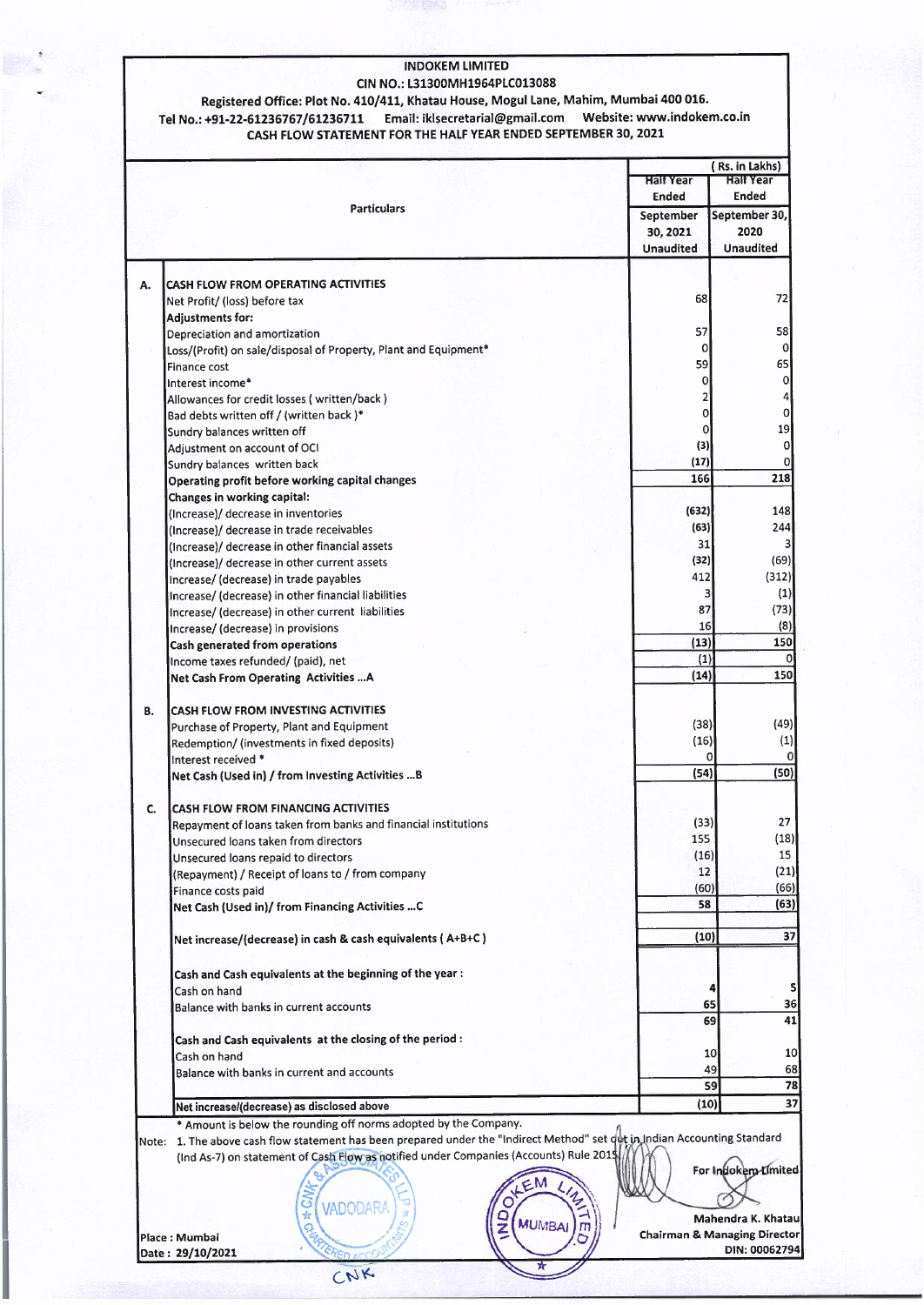**INDOKEM LIMITED**

**CIN NO.: L31300MH1964PLC013088**

**Registered Office: Plot No. 410/411, Khatau House, Mogul Lane, Mahim, Mumbai 400 016.**

**Tel No.: +91-22-61236767/61236711 Email: iklsecretarial@gmail.com Website: www.indokem.co.in**

**CASH FLOW STATEMENT FOR THE HALF YEAR ENDED SEPTEMBER 30, 2021**

( Rs. in Lakhs)

| | Particulars | Half Year Ended September 30, 2021 Unaudited | Half Year Ended September 30, 2020 Unaudited |
|---|---|---|---|
| **A.** | **CASH FLOW FROM OPERATING ACTIVITIES** | | |
| | Net Profit/ (loss) before tax | 68 | 72 |
| | **Adjustments for:** | | |
| | Depreciation and amortization | 57 | 58 |
| | Loss/(Profit) on sale/disposal of Property, Plant and Equipment* | 0 | 0 |
| | Finance cost | 59 | 65 |
| | Interest income* | 0 | 0 |
| | Allowances for credit losses ( written/back ) | 2 | 4 |
| | Bad debts written off / (written back )* | 0 | 0 |
| | Sundry balances written off | 0 | 19 |
| | Adjustment on account of OCI | (3) | 0 |
| | Sundry balances written back | (17) | 0 |
| | **Operating profit before working capital changes** | **166** | **218** |
| | **Changes in working capital:** | | |
| | (Increase)/ decrease in inventories | (632) | 148 |
| | (Increase)/ decrease in trade receivables | (63) | 244 |
| | (Increase)/ decrease in other financial assets | 31 | 3 |
| | (Increase)/ decrease in other current assets | (32) | (69) |
| | Increase/ (decrease) in trade payables | 412 | (312) |
| | Increase/ (decrease) in other financial liabilities | 3 | (1) |
| | Increase/ (decrease) in other current liabilities | 87 | (73) |
| | Increase/ (decrease) in provisions | 16 | (8) |
| | **Cash generated from operations** | **(13)** | **150** |
| | Income taxes refunded/ (paid), net | (1) | 0 |
| | **Net Cash From Operating Activities ...A** | **(14)** | **150** |
| **B.** | **CASH FLOW FROM INVESTING ACTIVITIES** | | |
| | Purchase of Property, Plant and Equipment | (38) | (49) |
| | Redemption/ (investments in fixed deposits) | (16) | (1) |
| | Interest received * | 0 | 0 |
| | **Net Cash (Used in) / from Investing Activities ...B** | **(54)** | **(50)** |
| **C.** | **CASH FLOW FROM FINANCING ACTIVITIES** | | |
| | Repayment of loans taken from banks and financial institutions | (33) | 27 |
| | Unsecured loans taken from directors | 155 | (18) |
| | Unsecured loans repaid to directors | (16) | 15 |
| | (Repayment) / Receipt of loans to / from company | 12 | (21) |
| | Finance costs paid | (60) | (66) |
| | **Net Cash (Used in)/ from Financing Activities ...C** | **58** | **(63)** |
| | **Net increase/(decrease) in cash & cash equivalents ( A+B+C )** | **(10)** | **37** |
| | **Cash and Cash equivalents at the beginning of the year :** | | |
| | Cash on hand | 4 | 5 |
| | Balance with banks in current accounts | 65 | 36 |
| | | **69** | **41** |
| | **Cash and Cash equivalents at the closing of the period :** | | |
| | Cash on hand | 10 | 10 |
| | Balance with banks in current and accounts | 49 | 68 |
| | | **59** | **78** |
| | **Net increase/(decrease) as disclosed above** | **(10)** | **37** |

* Amount is below the rounding off norms adopted by the Company.

Note: 1. The above cash flow statement has been prepared under the "Indirect Method" set out in Indian Accounting Standard (Ind As-7) on statement of Cash Flow as notified under Companies (Accounts) Rule 2015.

For Indokem Limited

Mahendra K. Khatau
Chairman & Managing Director
DIN: 00062794

Place : Mumbai
Date : 29/10/2021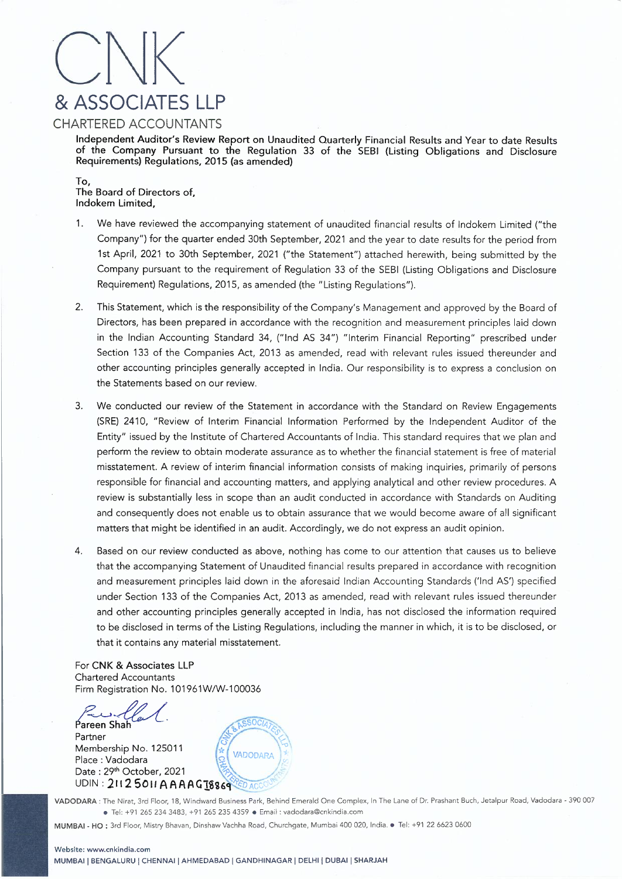# CNK & ASSOCIATES LLP

CHARTERED ACCOUNTANTS

**Independent Auditor's Review Report on Unaudited Quarterly Financial Results and Year to date Results of the Company Pursuant to the Regulation 33 of the SEBI (Listing Obligations and Disclosure Requirements) Regulations, 2015 (as amended)**

**To,**
**The Board of Directors of,**
**Indokem Limited,**

1. We have reviewed the accompanying statement of unaudited financial results of Indokem Limited ("the Company") for the quarter ended 30th September, 2021 and the year to date results for the period from 1st April, 2021 to 30th September, 2021 ("the Statement") attached herewith, being submitted by the Company pursuant to the requirement of Regulation 33 of the SEBI (Listing Obligations and Disclosure Requirement) Regulations, 2015, as amended (the "Listing Regulations").

2. This Statement, which is the responsibility of the Company's Management and approved by the Board of Directors, has been prepared in accordance with the recognition and measurement principles laid down in the Indian Accounting Standard 34, ("Ind AS 34") "Interim Financial Reporting" prescribed under Section 133 of the Companies Act, 2013 as amended, read with relevant rules issued thereunder and other accounting principles generally accepted in India. Our responsibility is to express a conclusion on the Statements based on our review.

3. We conducted our review of the Statement in accordance with the Standard on Review Engagements (SRE) 2410, "Review of Interim Financial Information Performed by the Independent Auditor of the Entity" issued by the Institute of Chartered Accountants of India. This standard requires that we plan and perform the review to obtain moderate assurance as to whether the financial statement is free of material misstatement. A review of interim financial information consists of making inquiries, primarily of persons responsible for financial and accounting matters, and applying analytical and other review procedures. A review is substantially less in scope than an audit conducted in accordance with Standards on Auditing and consequently does not enable us to obtain assurance that we would become aware of all significant matters that might be identified in an audit. Accordingly, we do not express an audit opinion.

4. Based on our review conducted as above, nothing has come to our attention that causes us to believe that the accompanying Statement of Unaudited financial results prepared in accordance with recognition and measurement principles laid down in the aforesaid Indian Accounting Standards ('Ind AS') specified under Section 133 of the Companies Act, 2013 as amended, read with relevant rules issued thereunder and other accounting principles generally accepted in India, has not disclosed the information required to be disclosed in terms of the Listing Regulations, including the manner in which, it is to be disclosed, or that it contains any material misstatement.

For **CNK & Associates LLP**
Chartered Accountants
Firm Registration No. 101961W/W-100036

Pareen Shah
Partner
Membership No. 125011
Place : Vadodara
Date : 29th October, 2021
UDIN : 21125011AAAAGT8869

VADODARA : The Nirat, 3rd Floor, 18, Windward Business Park, Behind Emerald One Complex, In The Lane of Dr. Prashant Buch, Jetalpur Road, Vadodara - 390 007
• Tel: +91 265 234 3483, +91 265 235 4359 • Email : vadodara@cnkindia.com

MUMBAI - HO : 3rd Floor, Mistry Bhavan, Dinshaw Vachha Road, Churchgate, Mumbai 400 020, India. • Tel: +91 22 6623 0600

Website: www.cnkindia.com
MUMBAI | BENGALURU | CHENNAI | AHMEDABAD | GANDHINAGAR | DELHI | DUBAI | SHARJAH